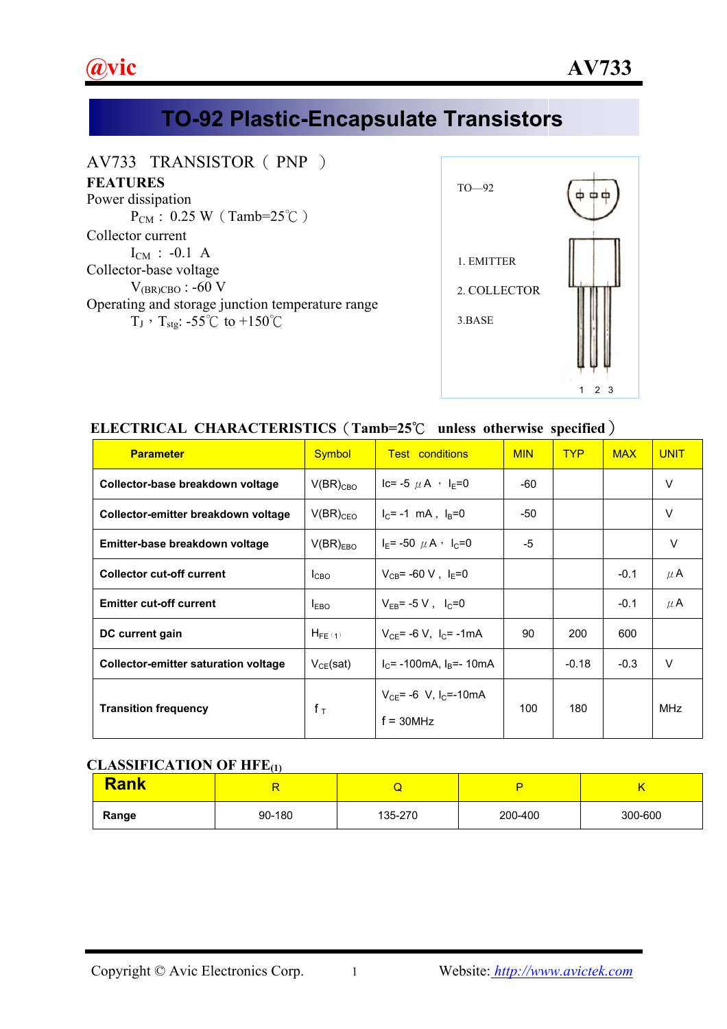# TO-92 Plastic-Encapsulate Transistors

AV733 TRANSISTOR ( PNP )

**FEATURES**

Power dissipation

$P_{CM}$ : 0.25 W（Tamb=25℃）

Collector current

$I_{CM}$ : -0.1 A

Collector-base voltage

$V_{(BR)CBO}$ : -60 V

Operating and storage junction temperature range

$T_J$，$T_{stg}$: -55℃ to +150℃

TO—92

1. EMITTER
2. COLLECTOR
3. BASE

1 2 3

## ELECTRICAL CHARACTERISTICS（Tamb=25℃ unless otherwise specified）

| Parameter | Symbol | Test conditions | MIN | TYP | MAX | UNIT |
|---|---|---|---|---|---|---|
| **Collector-base breakdown voltage** | $V(BR)_{CBO}$ | Ic= -5 μA，$I_E$=0 | -60 | | | V |
| **Collector-emitter breakdown voltage** | $V(BR)_{CEO}$ | $I_C$= -1 mA，$I_B$=0 | -50 | | | V |
| **Emitter-base breakdown voltage** | $V(BR)_{EBO}$ | $I_E$= -50 μA，$I_C$=0 | -5 | | | V |
| **Collector cut-off current** | $I_{CBO}$ | $V_{CB}$= -60 V，$I_E$=0 | | | -0.1 | μA |
| **Emitter cut-off current** | $I_{EBO}$ | $V_{EB}$= -5 V，$I_C$=0 | | | -0.1 | μA |
| **DC current gain** | $H_{FE(1)}$ | $V_{CE}$= -6 V, $I_C$= -1mA | 90 | 200 | 600 | |
| **Collector-emitter saturation voltage** | $V_{CE}(sat)$ | $I_C$= -100mA, $I_B$= -10mA | | -0.18 | -0.3 | V |
| **Transition frequency** | $f_T$ | $V_{CE}$= -6 V, $I_C$=-10mA f = 30MHz | 100 | 180 | | MHz |

## CLASSIFICATION OF $HFE_{(1)}$

| **Rank** | R | Q | P | K |
|---|---|---|---|---|
| **Range** | 90-180 | 135-270 | 200-400 | 300-600 |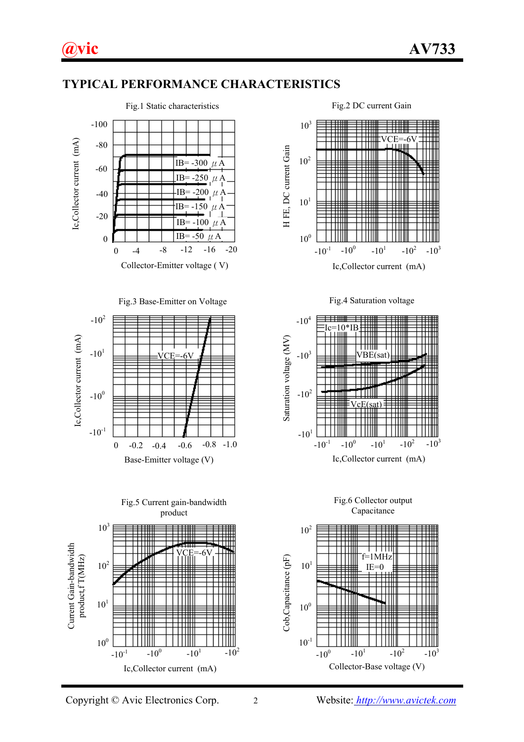## TYPICAL PERFORMANCE CHARACTERISTICS

Fig.1 Static characteristics

Ic,Collector current (mA)

-100
-80
-60
-40
-20
0

IB= -300 μA
IB= -250 μA
IB= -200 μA
IB= -150 μA
IB= -100 μA
IB= -50 μA

0 -4 -8 -12 -16 -20

Collector-Emitter voltage ( V)

Fig.2 DC current Gain

H FE, DC current Gain

$10^3$
$10^2$
$10^1$
$10^0$

VCE=-6V

$-10^{-1}$ $-10^0$ $-10^1$ $-10^2$ $-10^3$

Ic,Collector current (mA)

Fig.3 Base-Emitter on Voltage

Ic,Collector current (mA)

$-10^2$
$-10^1$
$-10^0$
$-10^{-1}$

VCE=-6V

0 -0.2 -0.4 -0.6 -0.8 -1.0

Base-Emitter voltage (V)

Fig.4 Saturation voltage

Saturation voltage (MV)

$-10^4$
$-10^3$
$-10^2$
$-10^1$

Ic=10*IB
VBE(sat)
VcE(sat)

$-10^{-1}$ $-10^0$ $-10^1$ $-10^2$ $-10^3$

Ic,Collector current (mA)

Fig.5 Current gain-bandwidth product

Current Gain-bandwidth product,f T(MHz)

$10^3$
$10^2$
$10^1$
$10^0$

VCE=-6V

$-10^{-1}$ $-10^0$ $-10^1$ $-10^2$

Ic,Collector current (mA)

Fig.6 Collector output Capacitance

Cob,Capacitance (pF)

$10^2$
$10^1$
$10^0$
$10^{-1}$

f=1MHz
IE=0

$-10^0$ $-10^1$ $-10^2$ $-10^3$

Collector-Base voltage (V)